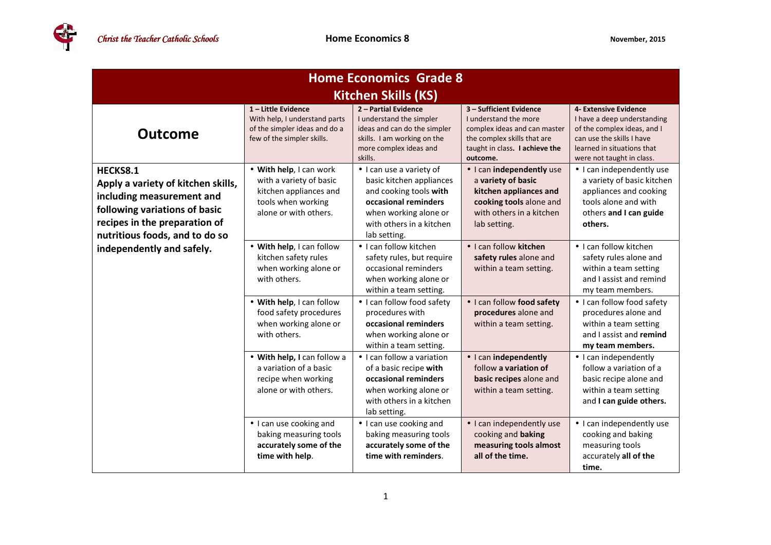# Home Economics Grade 8

## Kitchen Skills (KS)

| Outcome | 1 – Little Evidence<br>With help, I understand parts of the simpler ideas and do a few of the simpler skills. | 2 – Partial Evidence<br>I understand the simpler ideas and can do the simpler skills. I am working on the more complex ideas and skills. | 3 – Sufficient Evidence<br>I understand the more complex ideas and can master the complex skills that are taught in class. **I achieve the outcome.** | 4- Extensive Evidence<br>I have a deep understanding of the complex ideas, and I can use the skills I have learned in situations that were not taught in class. |
|---|---|---|---|---|
| **HECKS8.1**<br>**Apply a variety of kitchen skills, including measurement and following variations of basic recipes in the preparation of nutritious foods, and to do so independently and safely.** | • **With help**, I can work with a variety of basic kitchen appliances and tools when working alone or with others. | • I can use a variety of basic kitchen appliances and cooking tools **with occasional reminders** when working alone or with others in a kitchen lab setting. | • I can **independently** use a **variety of basic kitchen appliances and cooking tools** alone and with others in a kitchen lab setting. | • I can independently use a variety of basic kitchen appliances and cooking tools alone and with others **and I can guide others.** |
| | • **With help**, I can follow kitchen safety rules when working alone or with others. | • I can follow kitchen safety rules, but require occasional reminders when working alone or within a team setting. | • I can follow **kitchen safety rules** alone and within a team setting. | • I can follow kitchen safety rules alone and within a team setting and I assist and remind my team members. |
| | • **With help**, I can follow food safety procedures when working alone or with others. | • I can follow food safety procedures with **occasional reminders** when working alone or within a team setting. | • I can follow **food safety procedures** alone and within a team setting. | • I can follow food safety procedures alone and within a team setting and I assist and **remind my team members.** |
| | • **With help, I** can follow a variation of a basic recipe when working alone or with others. | • I can follow a variation of a basic recipe **with occasional reminders** when working alone or with others in a kitchen lab setting. | • I can **independently** follow **a variation of basic recipes** alone and within a team setting. | • I can independently follow a variation of a basic recipe alone and within a team setting and **I can guide others.** |
| | • I can use cooking and baking measuring tools **accurately some of the time with help**. | • I can use cooking and baking measuring tools **accurately some of the time with reminders**. | • I can independently use cooking and **baking measuring tools almost all of the time.** | • I can independently use cooking and baking measuring tools accurately **all of the time.** |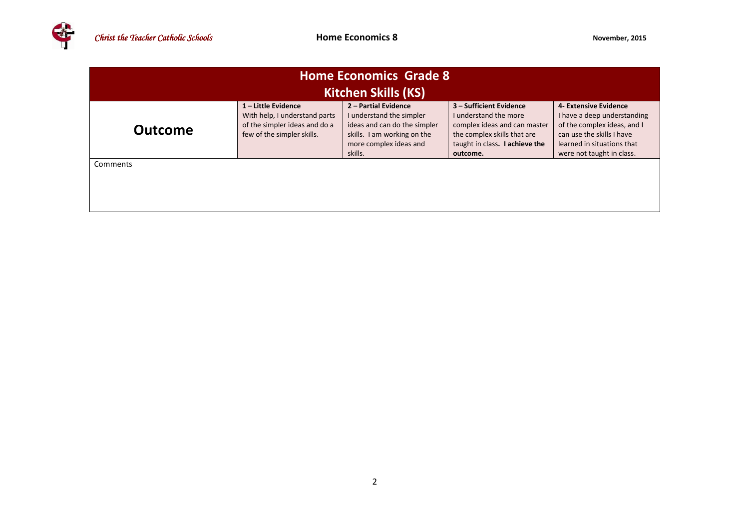| Home Economics Grade 8 Kitchen Skills (KS) | | | | |
|---|---|---|---|---|
| **Outcome** | **1 – Little Evidence** With help, I understand parts of the simpler ideas and do a few of the simpler skills. | **2 – Partial Evidence** I understand the simpler ideas and can do the simpler skills. I am working on the more complex ideas and skills. | **3 – Sufficient Evidence** I understand the more complex ideas and can master the complex skills that are taught in class**. I achieve the outcome.** | **4- Extensive Evidence** I have a deep understanding of the complex ideas, and I can use the skills I have learned in situations that were not taught in class. |
| Comments | | | | |